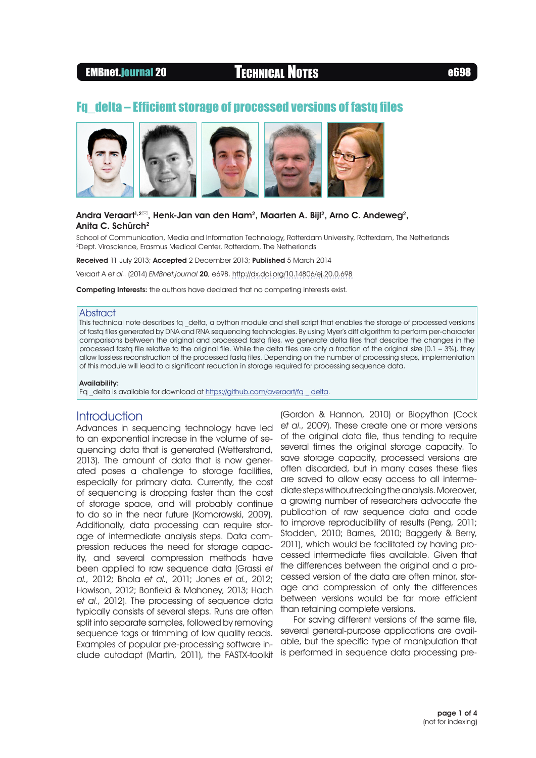# Fq_delta – Efficient storage of processed versions of fastq files

**Andra Veraart**[1,2✉], **Henk-Jan van den Ham**[2], **Maarten A. Bijl**[2], **Arno C. Andeweg**[2], **Anita C. Schürch**[2]

School of Communication, Media and Information Technology, Rotterdam University, Rotterdam, The Netherlands
[2]Dept. Viroscience, Erasmus Medical Center, Rotterdam, The Netherlands

**Received** 11 July 2013; **Accepted** 2 December 2013; **Published** 5 March 2014

Veraart A *et al.*. (2014) *EMBnet.journal* **20**, e698. http://dx.doi.org/10.14806/ej.20.0.698

**Competing Interests:** the authors have declared that no competing interests exist.

## Abstract

This technical note describes fq _delta, a python module and shell script that enables the storage of processed versions of fastq files generated by DNA and RNA sequencing technologies. By using Myer's diff algorithm to perform per-character comparisons between the original and processed fastq files, we generate delta files that describe the changes in the processed fastq file relative to the original file. While the delta files are only a fraction of the original size (0.1 – 3%), they allow lossless reconstruction of the processed fastq files. Depending on the number of processing steps, implementation of this module will lead to a significant reduction in storage required for processing sequence data.

**Availability:**
Fq _delta is available for download at https://github.com/averaart/fq__delta.

## Introduction

Advances in sequencing technology have led to an exponential increase in the volume of sequencing data that is generated (Wetterstrand, 2013). The amount of data that is now generated poses a challenge to storage facilities, especially for primary data. Currently, the cost of sequencing is dropping faster than the cost of storage space, and will probably continue to do so in the near future (Komorowski, 2009). Additionally, data processing can require storage of intermediate analysis steps. Data compression reduces the need for storage capacity, and several compression methods have been applied to raw sequence data (Grassi *et al.*, 2012; Bhola *et al.*, 2011; Jones *et al.*, 2012; Howison, 2012; Bonfield & Mahoney, 2013; Hach *et al.*, 2012). The processing of sequence data typically consists of several steps. Runs are often split into separate samples, followed by removing sequence tags or trimming of low quality reads. Examples of popular pre-processing software include cutadapt (Martin, 2011), the FASTX-toolkit (Gordon & Hannon, 2010) or Biopython (Cock *et al.*, 2009). These create one or more versions of the original data file, thus tending to require several times the original storage capacity. To save storage capacity, processed versions are often discarded, but in many cases these files are saved to allow easy access to all intermediate steps without redoing the analysis. Moreover, a growing number of researchers advocate the publication of raw sequence data and code to improve reproducibility of results (Peng, 2011; Stodden, 2010; Barnes, 2010; Baggerly & Berry, 2011), which would be facilitated by having processed intermediate files available. Given that the differences between the original and a processed version of the data are often minor, storage and compression of only the differences between versions would be far more efficient than retaining complete versions.

For saving different versions of the same file, several general-purpose applications are available, but the specific type of manipulation that is performed in sequence data processing pre-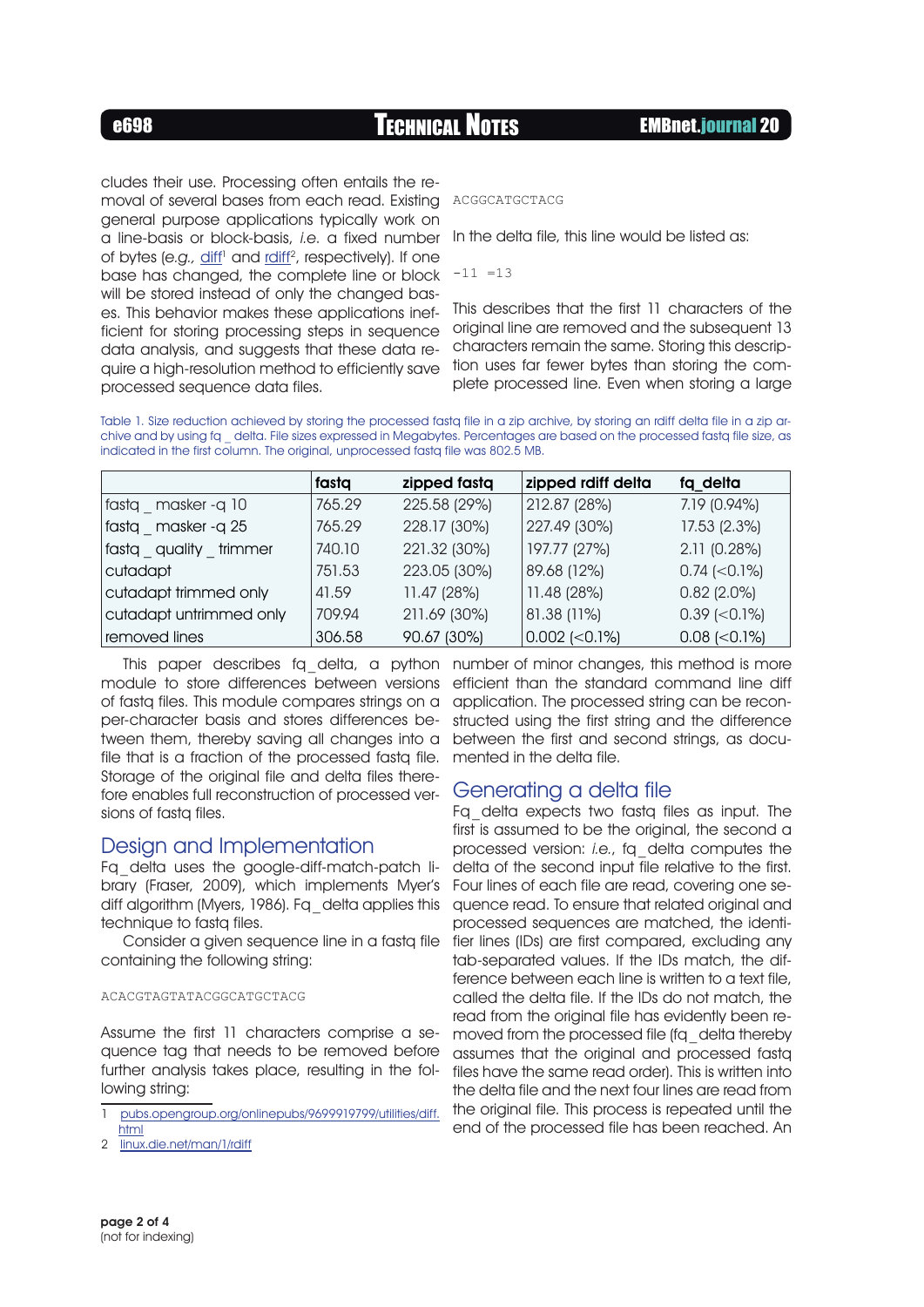cludes their use. Processing often entails the removal of several bases from each read. Existing general purpose applications typically work on a line-basis or block-basis, *i.e.* a fixed number of bytes (*e.g.,* diff[1] and rdiff[2], respectively). If one base has changed, the complete line or block will be stored instead of only the changed bases. This behavior makes these applications inefficient for storing processing steps in sequence data analysis, and suggests that these data require a high-resolution method to efficiently save processed sequence data files.

Table 1. Size reduction achieved by storing the processed fastq file in a zip archive, by storing an rdiff delta file in a zip archive and by using fq_delta. File sizes expressed in Megabytes. Percentages are based on the processed fastq file size, as indicated in the first column. The original, unprocessed fastq file was 802.5 MB.

| | fastq | zipped fastq | zipped rdiff delta | fq_delta |
|---|---|---|---|---|
| fastq_masker -q 10 | 765.29 | 225.58 (29%) | 212.87 (28%) | 7.19 (0.94%) |
| fastq_masker -q 25 | 765.29 | 228.17 (30%) | 227.49 (30%) | 17.53 (2.3%) |
| fastq_quality_trimmer | 740.10 | 221.32 (30%) | 197.77 (27%) | 2.11 (0.28%) |
| cutadapt | 751.53 | 223.05 (30%) | 89.68 (12%) | 0.74 (<0.1%) |
| cutadapt trimmed only | 41.59 | 11.47 (28%) | 11.48 (28%) | 0.82 (2.0%) |
| cutadapt untrimmed only | 709.94 | 211.69 (30%) | 81.38 (11%) | 0.39 (<0.1%) |
| removed lines | 306.58 | 90.67 (30%) | 0.002 (<0.1%) | 0.08 (<0.1%) |

This paper describes fq_delta, a python module to store differences between versions of fastq files. This module compares strings on a per-character basis and stores differences between them, thereby saving all changes into a file that is a fraction of the processed fastq file. Storage of the original file and delta files therefore enables full reconstruction of processed versions of fastq files.

## Design and Implementation

Fq_delta uses the google-diff-match-patch library (Fraser, 2009), which implements Myer's diff algorithm (Myers, 1986). Fq_delta applies this technique to fastq files.

Consider a given sequence line in a fastq file containing the following string:

```
ACACGTAGTATACGGCATGCTACG
```

Assume the first 11 characters comprise a sequence tag that needs to be removed before further analysis takes place, resulting in the following string:

```
ACGGCATGCTACG
```

In the delta file, this line would be listed as:

```
-11 =13
```

This describes that the first 11 characters of the original line are removed and the subsequent 13 characters remain the same. Storing this description uses far fewer bytes than storing the complete processed line. Even when storing a large number of minor changes, this method is more efficient than the standard command line diff application. The processed string can be reconstructed using the first string and the difference between the first and second strings, as documented in the delta file.

## Generating a delta file

Fq_delta expects two fastq files as input. The first is assumed to be the original, the second a processed version: *i.e.*, fq_delta computes the delta of the second input file relative to the first. Four lines of each file are read, covering one sequence read. To ensure that related original and processed sequences are matched, the identifier lines (IDs) are first compared, excluding any tab-separated values. If the IDs match, the difference between each line is written to a text file, called the delta file. If the IDs do not match, the read from the original file has evidently been removed from the processed file (fq_delta thereby assumes that the original and processed fastq files have the same read order). This is written into the delta file and the next four lines are read from the original file. This process is repeated until the end of the processed file has been reached. An

1 pubs.opengroup.org/onlinepubs/9699919799/utilities/diff.html

2 linux.die.net/man/1/rdiff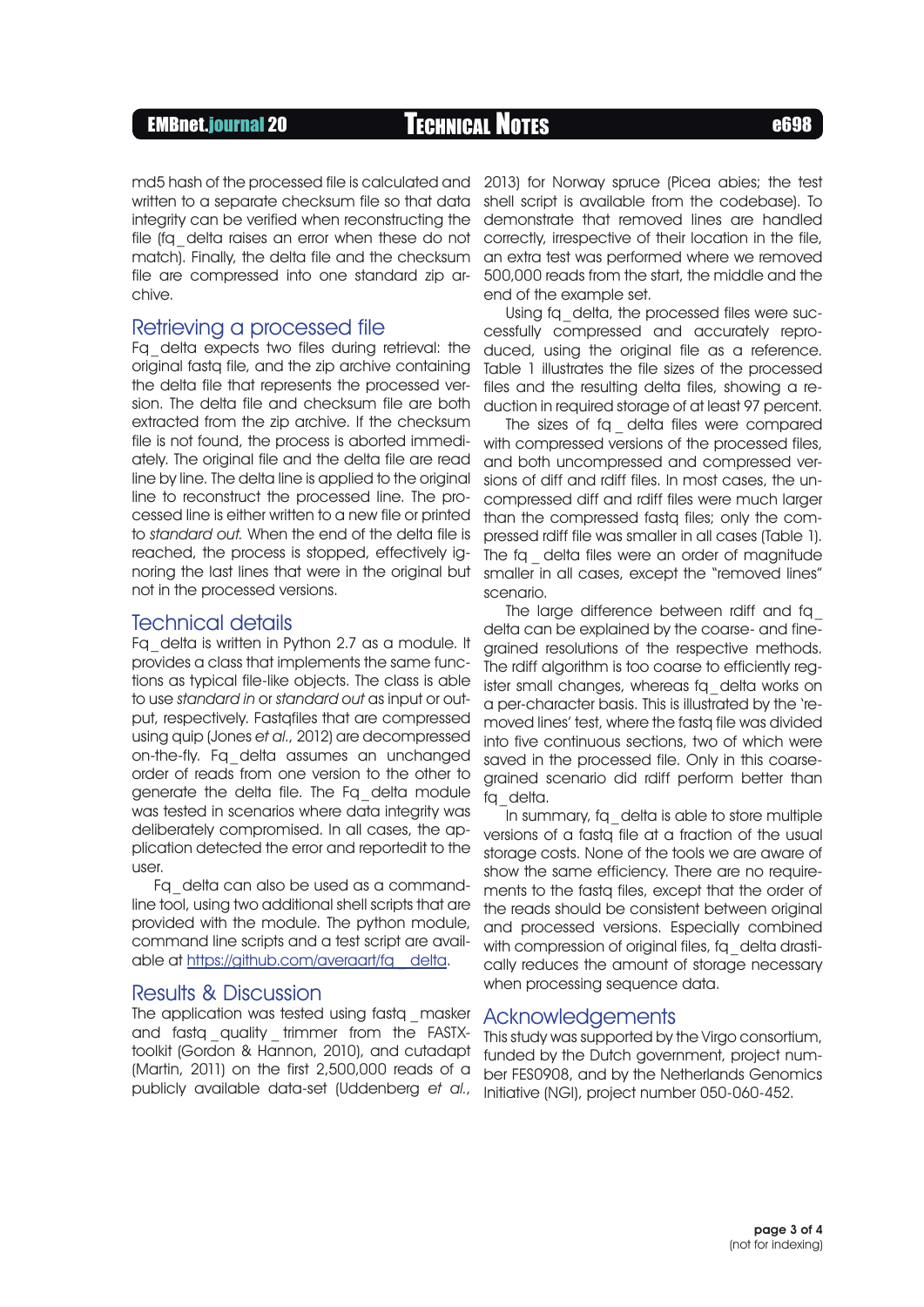md5 hash of the processed file is calculated and written to a separate checksum file so that data integrity can be verified when reconstructing the file (fq_delta raises an error when these do not match). Finally, the delta file and the checksum file are compressed into one standard zip archive.

## Retrieving a processed file

Fq_delta expects two files during retrieval: the original fastq file, and the zip archive containing the delta file that represents the processed version. The delta file and checksum file are both extracted from the zip archive. If the checksum file is not found, the process is aborted immediately. The original file and the delta file are read line by line. The delta line is applied to the original line to reconstruct the processed line. The processed line is either written to a new file or printed to *standard out.* When the end of the delta file is reached, the process is stopped, effectively ignoring the last lines that were in the original but not in the processed versions.

## Technical details

Fq_delta is written in Python 2.7 as a module. It provides a class that implements the same functions as typical file-like objects. The class is able to use *standard in* or *standard out* as input or output, respectively. Fastqfiles that are compressed using quip (Jones *et al.*, 2012) are decompressed on-the-fly. Fq_delta assumes an unchanged order of reads from one version to the other to generate the delta file. The Fq_delta module was tested in scenarios where data integrity was deliberately compromised. In all cases, the application detected the error and reportedit to the user.

Fq_delta can also be used as a command-line tool, using two additional shell scripts that are provided with the module. The python module, command line scripts and a test script are available at https://github.com/averaart/fq_delta.

## Results & Discussion

The application was tested using fastq_masker and fastq_quality_trimmer from the FASTX-toolkit (Gordon & Hannon, 2010), and cutadapt (Martin, 2011) on the first 2,500,000 reads of a publicly available data-set (Uddenberg *et al.*, 2013) for Norway spruce (Picea abies; the test shell script is available from the codebase). To demonstrate that removed lines are handled correctly, irrespective of their location in the file, an extra test was performed where we removed 500,000 reads from the start, the middle and the end of the example set.

Using fq_delta, the processed files were successfully compressed and accurately reproduced, using the original file as a reference. Table 1 illustrates the file sizes of the processed files and the resulting delta files, showing a reduction in required storage of at least 97 percent.

The sizes of fq_delta files were compared with compressed versions of the processed files, and both uncompressed and compressed versions of diff and rdiff files. In most cases, the uncompressed diff and rdiff files were much larger than the compressed fastq files; only the compressed rdiff file was smaller in all cases (Table 1). The fq_delta files were an order of magnitude smaller in all cases, except the "removed lines" scenario.

The large difference between rdiff and fq_delta can be explained by the coarse- and fine-grained resolutions of the respective methods. The rdiff algorithm is too coarse to efficiently register small changes, whereas fq_delta works on a per-character basis. This is illustrated by the 'removed lines' test, where the fastq file was divided into five continuous sections, two of which were saved in the processed file. Only in this coarse-grained scenario did rdiff perform better than fq_delta.

In summary, fq_delta is able to store multiple versions of a fastq file at a fraction of the usual storage costs. None of the tools we are aware of show the same efficiency. There are no requirements to the fastq files, except that the order of the reads should be consistent between original and processed versions. Especially combined with compression of original files, fq_delta drastically reduces the amount of storage necessary when processing sequence data.

## Acknowledgements

This study was supported by the Virgo consortium, funded by the Dutch government, project number FES0908, and by the Netherlands Genomics Initiative (NGI), project number 050-060-452.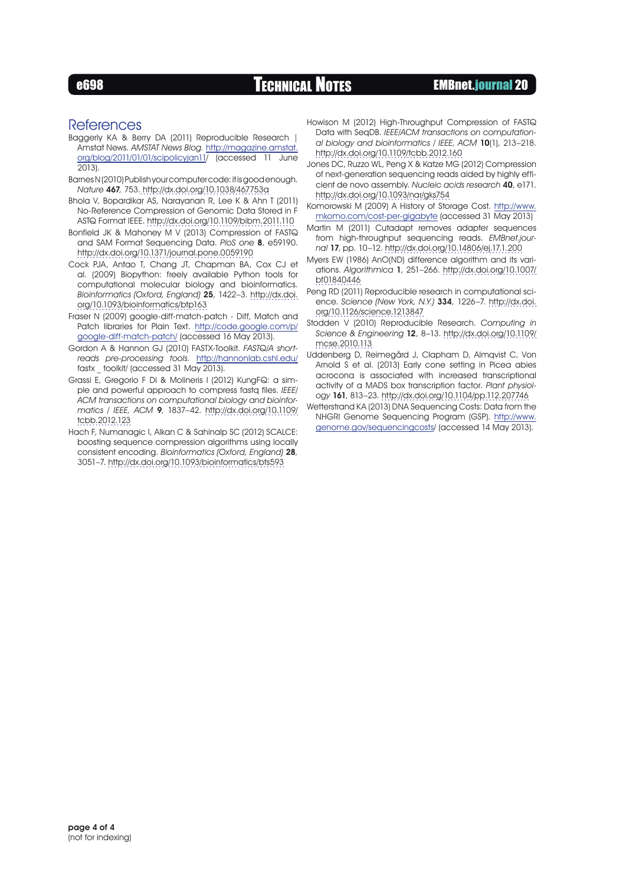## References

Baggerly KA & Berry DA (2011) Reproducible Research | Amstat News. *AMSTAT News Blog.* http://magazine.amstat.org/blog/2011/01/01/scipolicyjan11/ (accessed 11 June 2013).

Barnes N (2010) Publish your computer code: it is good enough. *Nature* **467**, 753. http://dx.doi.org/10.1038/467753a

Bhola V, Bopardikar AS, Narayanan R, Lee K & Ahn T (2011) No-Reference Compression of Genomic Data Stored in FASTQ Format IEEE. http://dx.doi.org/10.1109/bibm.2011.110

Bonfield JK & Mahoney M V (2013) Compression of FASTQ and SAM Format Sequencing Data. *PloS one* **8**, e59190. http://dx.doi.org/10.1371/journal.pone.0059190

Cock PJA, Antao T, Chang JT, Chapman BA, Cox CJ et al. (2009) Biopython: freely available Python tools for computational molecular biology and bioinformatics. *Bioinformatics (Oxford, England)* **25**, 1422–3. http://dx.doi.org/10.1093/bioinformatics/btp163

Fraser N (2009) google-diff-match-patch - Diff, Match and Patch libraries for Plain Text. http://code.google.com/p/google-diff-match-patch/ (accessed 16 May 2013).

Gordon A & Hannon GJ (2010) FASTX-Toolkit. *FASTQ/A short-reads pre-processing tools.* http://hannonlab.cshl.edu/fastx _ toolkit/ (accessed 31 May 2013).

Grassi E, Gregorio F Di & Molineris I (2012) KungFQ: a simple and powerful approach to compress fastq files. *IEEE/ACM transactions on computational biology and bioinformatics / IEEE, ACM* **9**, 1837–42. http://dx.doi.org/10.1109/tcbb.2012.123

Hach F, Numanagic I, Alkan C & Sahinalp SC (2012) SCALCE: boosting sequence compression algorithms using locally consistent encoding. *Bioinformatics (Oxford, England)* **28**, 3051–7. http://dx.doi.org/10.1093/bioinformatics/bts593

Howison M (2012) High-Throughput Compression of FASTQ Data with SeqDB. *IEEE/ACM transactions on computational biology and bioinformatics / IEEE, ACM* **10**(1), 213–218. http://dx.doi.org/10.1109/tcbb.2012.160

Jones DC, Ruzzo WL, Peng X & Katze MG (2012) Compression of next-generation sequencing reads aided by highly efficient de novo assembly. *Nucleic acids research* **40**, e171. http://dx.doi.org/10.1093/nar/gks754

Komorowski M (2009) A History of Storage Cost. http://www.mkomo.com/cost-per-gigabyte (accessed 31 May 2013)

Martin M (2011) Cutadapt removes adapter sequences from high-throughput sequencing reads. *EMBnet.journal* **17**, pp. 10–12. http://dx.doi.org/10.14806/ej.17.1.200

Myers EW (1986) AnO(ND) difference algorithm and its variations. *Algorithmica* **1**, 251–266. http://dx.doi.org/10.1007/bf01840446

Peng RD (2011) Reproducible research in computational science. *Science (New York, N.Y.)* **334**, 1226–7. http://dx.doi.org/10.1126/science.1213847

Stodden V (2010) Reproducible Research. *Computing in Science & Engineering* **12**, 8–13. http://dx.doi.org/10.1109/mcse.2010.113

Uddenberg D, Reimegård J, Clapham D, Almqvist C, Von Arnold S et al. (2013) Early cone setting in Picea abies acrocona is associated with increased transcriptional activity of a MADS box transcription factor. *Plant physiology* **161**, 813–23. http://dx.doi.org/10.1104/pp.112.207746

Wetterstrand KA (2013) DNA Sequencing Costs: Data from the NHGRI Genome Sequencing Program (GSP). http://www.genome.gov/sequencingcosts/ (accessed 14 May 2013).